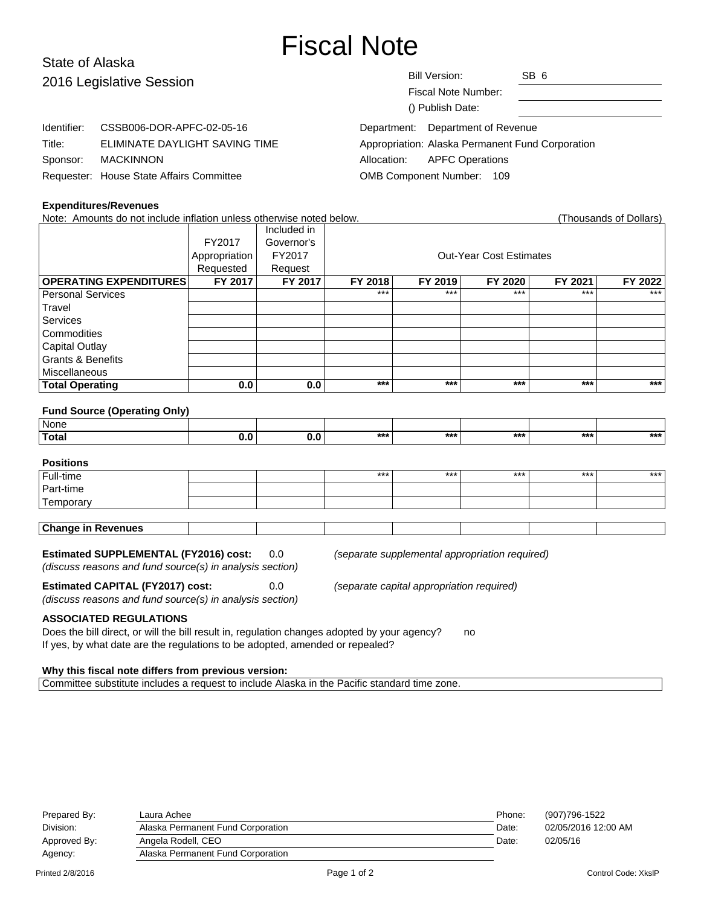# Fiscal Note

State of Alaska
2016 Legislative Session

| | |
|---|---|
| Bill Version: | SB 6 |
| Fiscal Note Number: | |
| () Publish Date: | |

| | |
|---|---|
| Identifier: | CSSB006-DOR-APFC-02-05-16 |
| Title: | ELIMINATE DAYLIGHT SAVING TIME |
| Sponsor: | MACKINNON |
| Requester: | House State Affairs Committee |

| | |
|---|---|
| Department: | Department of Revenue |
| Appropriation: | Alaska Permanent Fund Corporation |
| Allocation: | APFC Operations |
| OMB Component Number: | 109 |

**Expenditures/Revenues**

Note: Amounts do not include inflation unless otherwise noted below. (Thousands of Dollars)

| | FY2017 Appropriation Requested | Included in Governor's FY2017 Request | Out-Year Cost Estimates | | | | |
|---|---|---|---|---|---|---|---|
| **OPERATING EXPENDITURES** | **FY 2017** | **FY 2017** | **FY 2018** | **FY 2019** | **FY 2020** | **FY 2021** | **FY 2022** |
| Personal Services | | | *** | *** | *** | *** | *** |
| Travel | | | | | | | |
| Services | | | | | | | |
| Commodities | | | | | | | |
| Capital Outlay | | | | | | | |
| Grants & Benefits | | | | | | | |
| Miscellaneous | | | | | | | |
| **Total Operating** | **0.0** | **0.0** | **\*\*\*** | **\*\*\*** | **\*\*\*** | **\*\*\*** | **\*\*\*** |

**Fund Source (Operating Only)**

| | | | | | | | |
|---|---|---|---|---|---|---|---|
| None | | | | | | | |
| **Total** | **0.0** | **0.0** | **\*\*\*** | **\*\*\*** | **\*\*\*** | **\*\*\*** | **\*\*\*** |

**Positions**

| | | | | | | | |
|---|---|---|---|---|---|---|---|
| Full-time | | | *** | *** | *** | *** | *** |
| Part-time | | | | | | | |
| Temporary | | | | | | | |

| | | | | | | | |
|---|---|---|---|---|---|---|---|
| **Change in Revenues** | | | | | | | |

**Estimated SUPPLEMENTAL (FY2016) cost:** 0.0 *(separate supplemental appropriation required)*
*(discuss reasons and fund source(s) in analysis section)*

**Estimated CAPITAL (FY2017) cost:** 0.0 *(separate capital appropriation required)*
*(discuss reasons and fund source(s) in analysis section)*

**ASSOCIATED REGULATIONS**

Does the bill direct, or will the bill result in, regulation changes adopted by your agency? no
If yes, by what date are the regulations to be adopted, amended or repealed?

**Why this fiscal note differs from previous version:**

Committee substitute includes a request to include Alaska in the Pacific standard time zone.

| | | | |
|---|---|---|---|
| Prepared By: | Laura Achee | Phone: | (907)796-1522 |
| Division: | Alaska Permanent Fund Corporation | Date: | 02/05/2016 12:00 AM |
| Approved By: | Angela Rodell, CEO | Date: | 02/05/16 |
| Agency: | Alaska Permanent Fund Corporation | | |

Printed 2/8/2016 Control Code: XkslP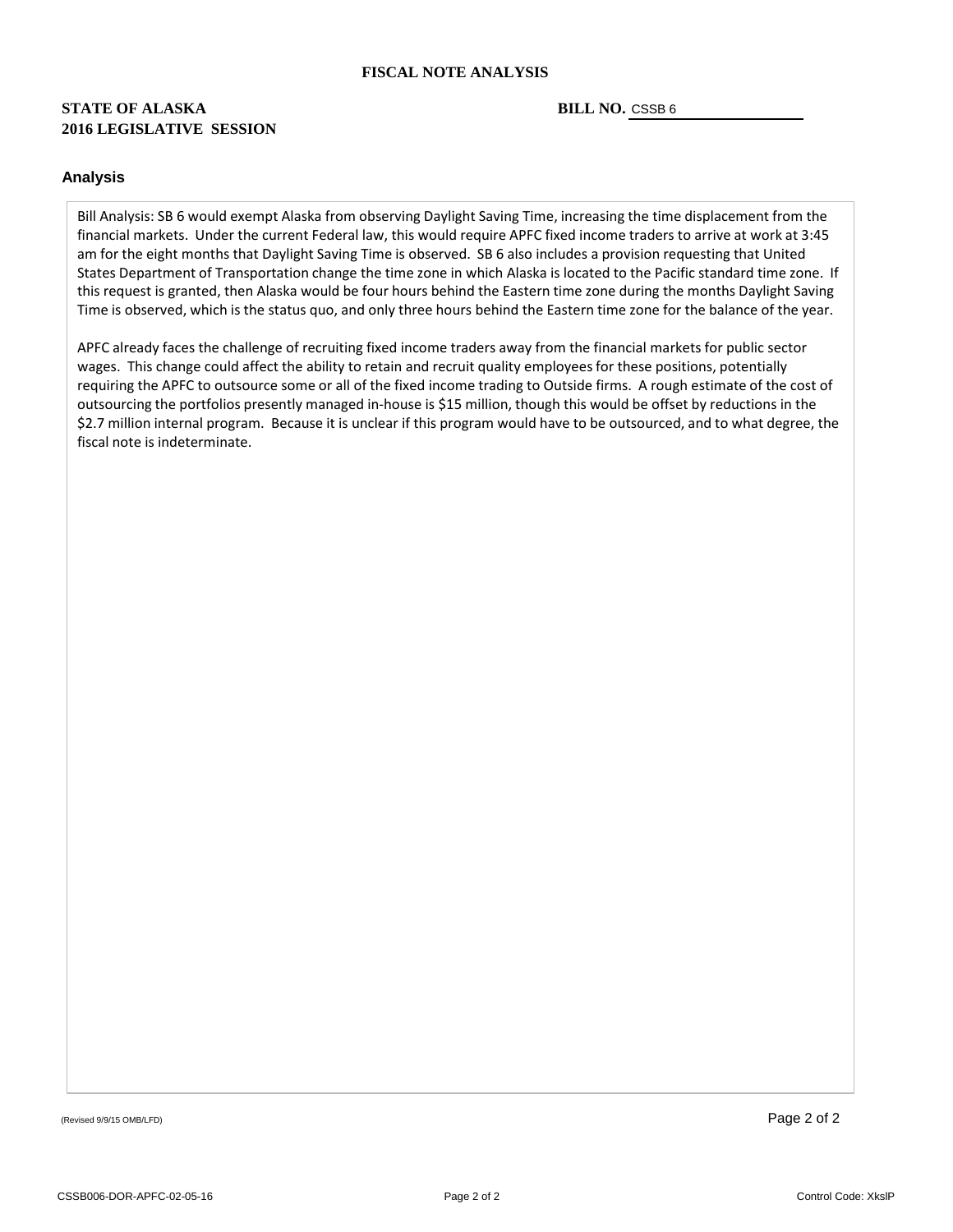**FISCAL NOTE ANALYSIS**

**STATE OF ALASKA**
**2016 LEGISLATIVE SESSION**

**BILL NO.** CSSB 6

### Analysis

Bill Analysis: SB 6 would exempt Alaska from observing Daylight Saving Time, increasing the time displacement from the financial markets. Under the current Federal law, this would require APFC fixed income traders to arrive at work at 3:45 am for the eight months that Daylight Saving Time is observed. SB 6 also includes a provision requesting that United States Department of Transportation change the time zone in which Alaska is located to the Pacific standard time zone. If this request is granted, then Alaska would be four hours behind the Eastern time zone during the months Daylight Saving Time is observed, which is the status quo, and only three hours behind the Eastern time zone for the balance of the year.

APFC already faces the challenge of recruiting fixed income traders away from the financial markets for public sector wages. This change could affect the ability to retain and recruit quality employees for these positions, potentially requiring the APFC to outsource some or all of the fixed income trading to Outside firms. A rough estimate of the cost of outsourcing the portfolios presently managed in-house is $15 million, though this would be offset by reductions in the $2.7 million internal program. Because it is unclear if this program would have to be outsourced, and to what degree, the fiscal note is indeterminate.

(Revised 9/9/15 OMB/LFD)

CSSB006-DOR-APFC-02-05-16

Control Code: XkslP